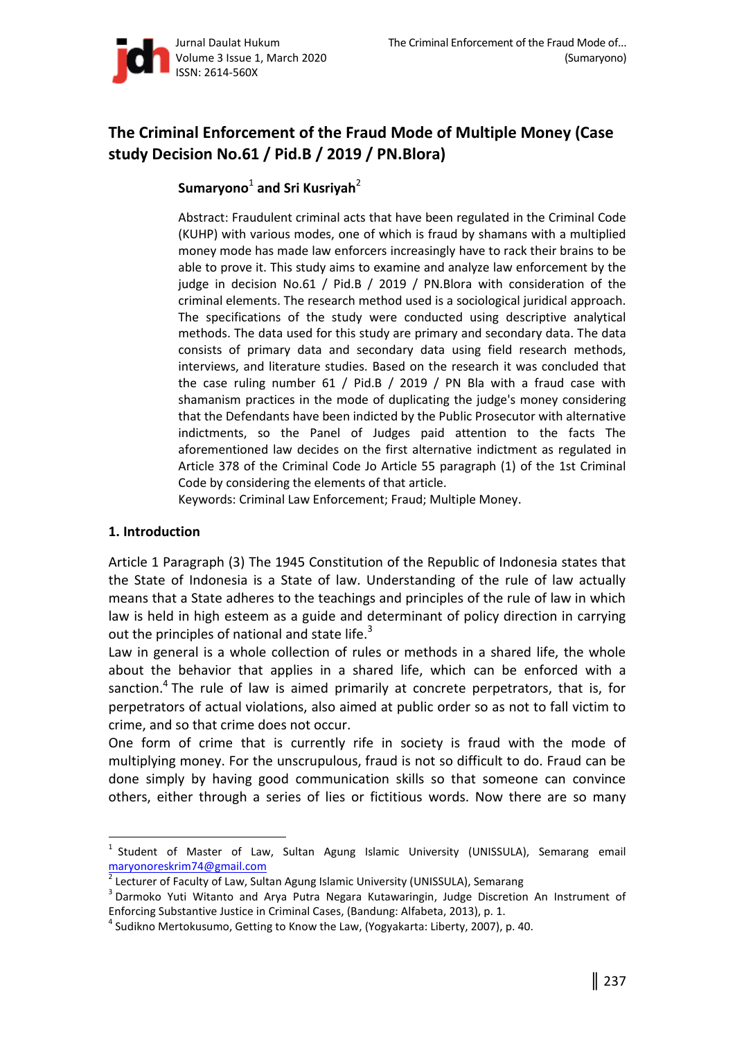# The Criminal Enforcement of the Fraud Mode of Multiple Money (Case study Decision No.61 / Pid.B / 2019 / PN.Blora)

**Sumaryono[1] and Sri Kusriyah[2]**

Abstract: Fraudulent criminal acts that have been regulated in the Criminal Code (KUHP) with various modes, one of which is fraud by shamans with a multiplied money mode has made law enforcers increasingly have to rack their brains to be able to prove it. This study aims to examine and analyze law enforcement by the judge in decision No.61 / Pid.B / 2019 / PN.Blora with consideration of the criminal elements. The research method used is a sociological juridical approach. The specifications of the study were conducted using descriptive analytical methods. The data used for this study are primary and secondary data. The data consists of primary data and secondary data using field research methods, interviews, and literature studies. Based on the research it was concluded that the case ruling number 61 / Pid.B / 2019 / PN Bla with a fraud case with shamanism practices in the mode of duplicating the judge's money considering that the Defendants have been indicted by the Public Prosecutor with alternative indictments, so the Panel of Judges paid attention to the facts The aforementioned law decides on the first alternative indictment as regulated in Article 378 of the Criminal Code Jo Article 55 paragraph (1) of the 1st Criminal Code by considering the elements of that article.

Keywords: Criminal Law Enforcement; Fraud; Multiple Money.

## 1. Introduction

Article 1 Paragraph (3) The 1945 Constitution of the Republic of Indonesia states that the State of Indonesia is a State of law. Understanding of the rule of law actually means that a State adheres to the teachings and principles of the rule of law in which law is held in high esteem as a guide and determinant of policy direction in carrying out the principles of national and state life.[3]

Law in general is a whole collection of rules or methods in a shared life, the whole about the behavior that applies in a shared life, which can be enforced with a sanction.[4] The rule of law is aimed primarily at concrete perpetrators, that is, for perpetrators of actual violations, also aimed at public order so as not to fall victim to crime, and so that crime does not occur.

One form of crime that is currently rife in society is fraud with the mode of multiplying money. For the unscrupulous, fraud is not so difficult to do. Fraud can be done simply by having good communication skills so that someone can convince others, either through a series of lies or fictitious words. Now there are so many

---

[1] Student of Master of Law, Sultan Agung Islamic University (UNISSULA), Semarang email maryonoreskrim74@gmail.com

[2] Lecturer of Faculty of Law, Sultan Agung Islamic University (UNISSULA), Semarang

[3] Darmoko Yuti Witanto and Arya Putra Negara Kutawaringin, Judge Discretion An Instrument of Enforcing Substantive Justice in Criminal Cases, (Bandung: Alfabeta, 2013), p. 1.

[4] Sudikno Mertokusumo, Getting to Know the Law, (Yogyakarta: Liberty, 2007), p. 40.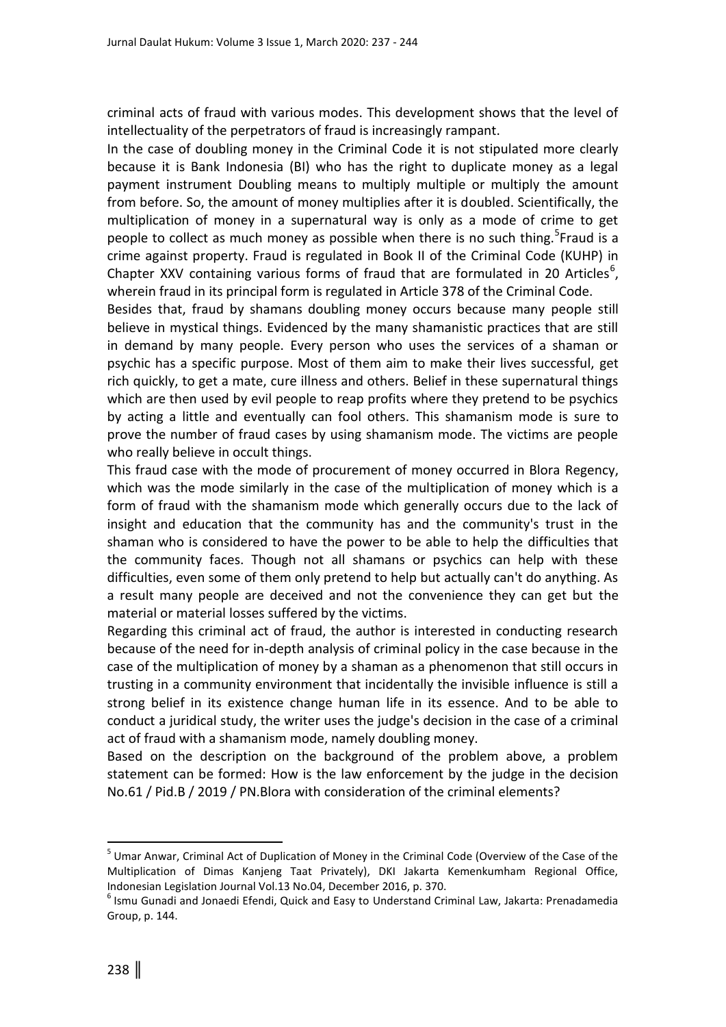criminal acts of fraud with various modes. This development shows that the level of intellectuality of the perpetrators of fraud is increasingly rampant.

In the case of doubling money in the Criminal Code it is not stipulated more clearly because it is Bank Indonesia (BI) who has the right to duplicate money as a legal payment instrument Doubling means to multiply multiple or multiply the amount from before. So, the amount of money multiplies after it is doubled. Scientifically, the multiplication of money in a supernatural way is only as a mode of crime to get people to collect as much money as possible when there is no such thing.[5]Fraud is a crime against property. Fraud is regulated in Book II of the Criminal Code (KUHP) in Chapter XXV containing various forms of fraud that are formulated in 20 Articles[6], wherein fraud in its principal form is regulated in Article 378 of the Criminal Code.

Besides that, fraud by shamans doubling money occurs because many people still believe in mystical things. Evidenced by the many shamanistic practices that are still in demand by many people. Every person who uses the services of a shaman or psychic has a specific purpose. Most of them aim to make their lives successful, get rich quickly, to get a mate, cure illness and others. Belief in these supernatural things which are then used by evil people to reap profits where they pretend to be psychics by acting a little and eventually can fool others. This shamanism mode is sure to prove the number of fraud cases by using shamanism mode. The victims are people who really believe in occult things.

This fraud case with the mode of procurement of money occurred in Blora Regency, which was the mode similarly in the case of the multiplication of money which is a form of fraud with the shamanism mode which generally occurs due to the lack of insight and education that the community has and the community's trust in the shaman who is considered to have the power to be able to help the difficulties that the community faces. Though not all shamans or psychics can help with these difficulties, even some of them only pretend to help but actually can't do anything. As a result many people are deceived and not the convenience they can get but the material or material losses suffered by the victims.

Regarding this criminal act of fraud, the author is interested in conducting research because of the need for in-depth analysis of criminal policy in the case because in the case of the multiplication of money by a shaman as a phenomenon that still occurs in trusting in a community environment that incidentally the invisible influence is still a strong belief in its existence change human life in its essence. And to be able to conduct a juridical study, the writer uses the judge's decision in the case of a criminal act of fraud with a shamanism mode, namely doubling money.

Based on the description on the background of the problem above, a problem statement can be formed: How is the law enforcement by the judge in the decision No.61 / Pid.B / 2019 / PN.Blora with consideration of the criminal elements?

---

[5] Umar Anwar, Criminal Act of Duplication of Money in the Criminal Code (Overview of the Case of the Multiplication of Dimas Kanjeng Taat Privately), DKI Jakarta Kemenkumham Regional Office, Indonesian Legislation Journal Vol.13 No.04, December 2016, p. 370.

[6] Ismu Gunadi and Jonaedi Efendi, Quick and Easy to Understand Criminal Law, Jakarta: Prenadamedia Group, p. 144.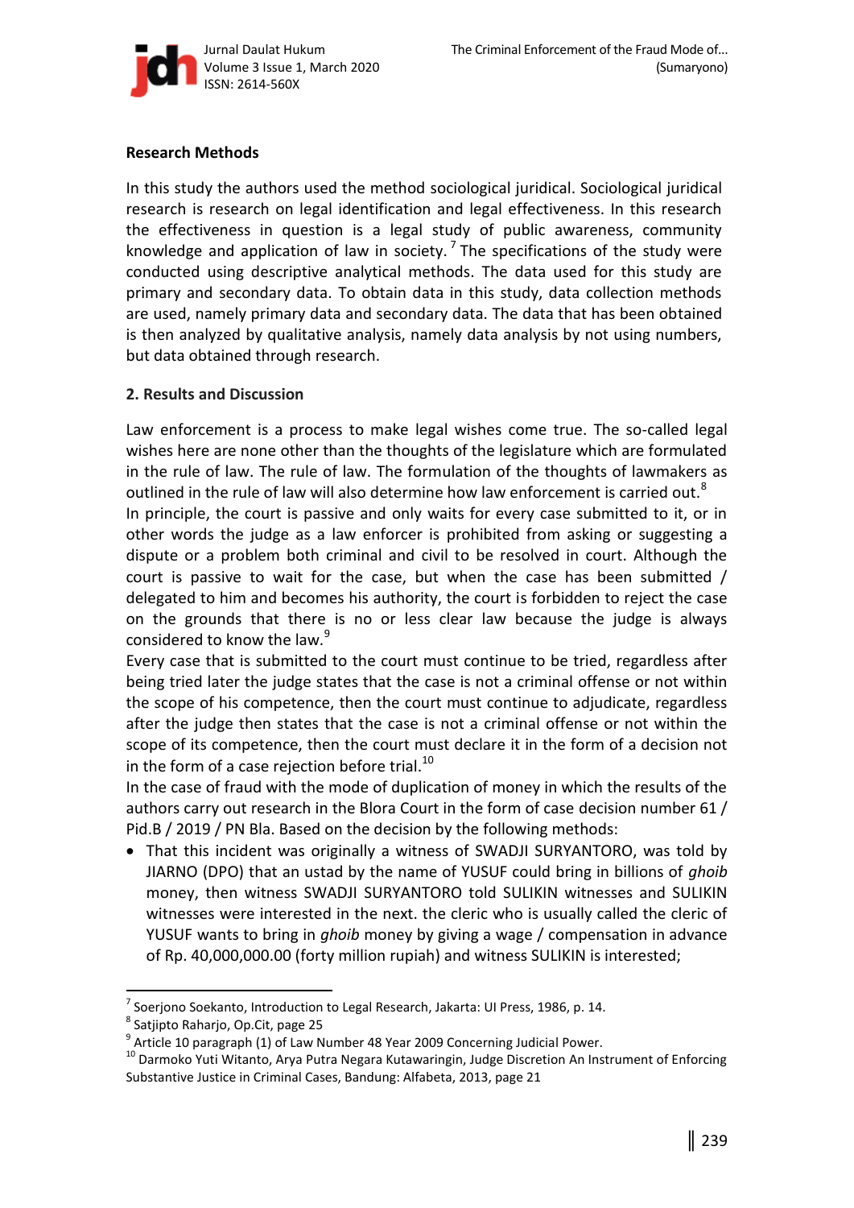**Research Methods**

In this study the authors used the method sociological juridical. Sociological juridical research is research on legal identification and legal effectiveness. In this research the effectiveness in question is a legal study of public awareness, community knowledge and application of law in society.[7] The specifications of the study were conducted using descriptive analytical methods. The data used for this study are primary and secondary data. To obtain data in this study, data collection methods are used, namely primary data and secondary data. The data that has been obtained is then analyzed by qualitative analysis, namely data analysis by not using numbers, but data obtained through research.

## 2. Results and Discussion

Law enforcement is a process to make legal wishes come true. The so-called legal wishes here are none other than the thoughts of the legislature which are formulated in the rule of law. The rule of law. The formulation of the thoughts of lawmakers as outlined in the rule of law will also determine how law enforcement is carried out.[8]

In principle, the court is passive and only waits for every case submitted to it, or in other words the judge as a law enforcer is prohibited from asking or suggesting a dispute or a problem both criminal and civil to be resolved in court. Although the court is passive to wait for the case, but when the case has been submitted / delegated to him and becomes his authority, the court is forbidden to reject the case on the grounds that there is no or less clear law because the judge is always considered to know the law.[9]

Every case that is submitted to the court must continue to be tried, regardless after being tried later the judge states that the case is not a criminal offense or not within the scope of his competence, then the court must continue to adjudicate, regardless after the judge then states that the case is not a criminal offense or not within the scope of its competence, then the court must declare it in the form of a decision not in the form of a case rejection before trial.[10]

In the case of fraud with the mode of duplication of money in which the results of the authors carry out research in the Blora Court in the form of case decision number 61 / Pid.B / 2019 / PN Bla. Based on the decision by the following methods:

- That this incident was originally a witness of SWADJI SURYANTORO, was told by JIARNO (DPO) that an ustad by the name of YUSUF could bring in billions of *ghoib* money, then witness SWADJI SURYANTORO told SULIKIN witnesses and SULIKIN witnesses were interested in the next. the cleric who is usually called the cleric of YUSUF wants to bring in *ghoib* money by giving a wage / compensation in advance of Rp. 40,000,000.00 (forty million rupiah) and witness SULIKIN is interested;

---

[7] Soerjono Soekanto, Introduction to Legal Research, Jakarta: UI Press, 1986, p. 14.

[8] Satjipto Raharjo, Op.Cit, page 25

[9] Article 10 paragraph (1) of Law Number 48 Year 2009 Concerning Judicial Power.

[10] Darmoko Yuti Witanto, Arya Putra Negara Kutawaringin, Judge Discretion An Instrument of Enforcing Substantive Justice in Criminal Cases, Bandung: Alfabeta, 2013, page 21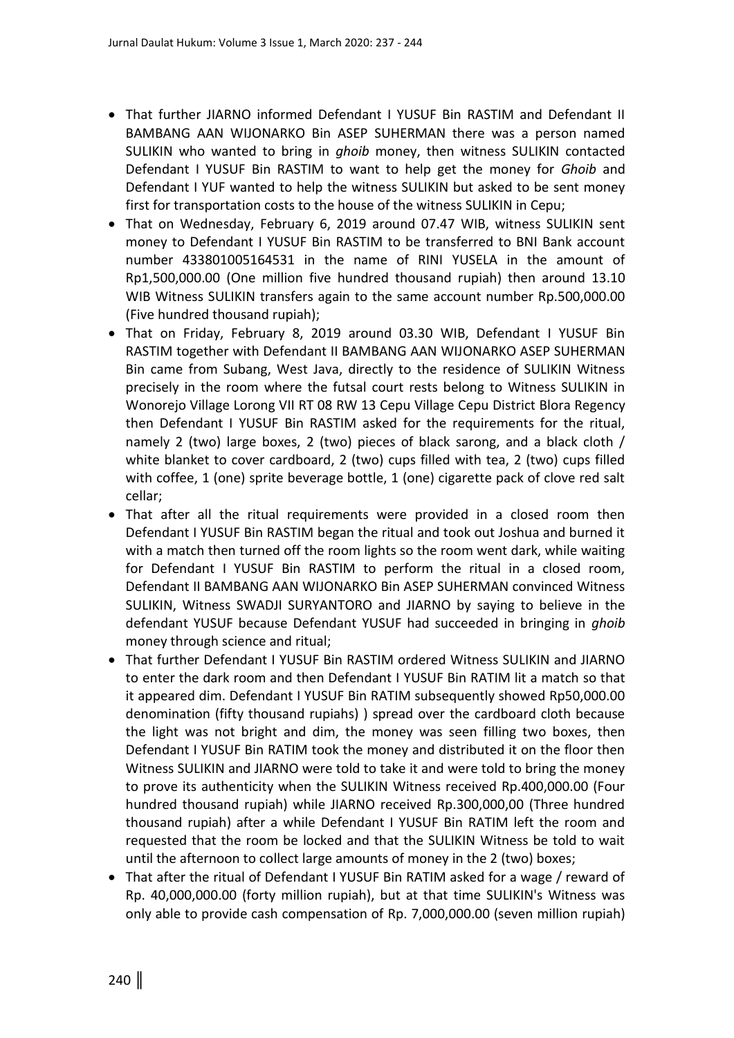- That further JIARNO informed Defendant I YUSUF Bin RASTIM and Defendant II BAMBANG AAN WIJONARKO Bin ASEP SUHERMAN there was a person named SULIKIN who wanted to bring in *ghoib* money, then witness SULIKIN contacted Defendant I YUSUF Bin RASTIM to want to help get the money for *Ghoib* and Defendant I YUF wanted to help the witness SULIKIN but asked to be sent money first for transportation costs to the house of the witness SULIKIN in Cepu;
- That on Wednesday, February 6, 2019 around 07.47 WIB, witness SULIKIN sent money to Defendant I YUSUF Bin RASTIM to be transferred to BNI Bank account number 433801005164531 in the name of RINI YUSELA in the amount of Rp1,500,000.00 (One million five hundred thousand rupiah) then around 13.10 WIB Witness SULIKIN transfers again to the same account number Rp.500,000.00 (Five hundred thousand rupiah);
- That on Friday, February 8, 2019 around 03.30 WIB, Defendant I YUSUF Bin RASTIM together with Defendant II BAMBANG AAN WIJONARKO ASEP SUHERMAN Bin came from Subang, West Java, directly to the residence of SULIKIN Witness precisely in the room where the futsal court rests belong to Witness SULIKIN in Wonorejo Village Lorong VII RT 08 RW 13 Cepu Village Cepu District Blora Regency then Defendant I YUSUF Bin RASTIM asked for the requirements for the ritual, namely 2 (two) large boxes, 2 (two) pieces of black sarong, and a black cloth / white blanket to cover cardboard, 2 (two) cups filled with tea, 2 (two) cups filled with coffee, 1 (one) sprite beverage bottle, 1 (one) cigarette pack of clove red salt cellar;
- That after all the ritual requirements were provided in a closed room then Defendant I YUSUF Bin RASTIM began the ritual and took out Joshua and burned it with a match then turned off the room lights so the room went dark, while waiting for Defendant I YUSUF Bin RASTIM to perform the ritual in a closed room, Defendant II BAMBANG AAN WIJONARKO Bin ASEP SUHERMAN convinced Witness SULIKIN, Witness SWADJI SURYANTORO and JIARNO by saying to believe in the defendant YUSUF because Defendant YUSUF had succeeded in bringing in *ghoib* money through science and ritual;
- That further Defendant I YUSUF Bin RASTIM ordered Witness SULIKIN and JIARNO to enter the dark room and then Defendant I YUSUF Bin RATIM lit a match so that it appeared dim. Defendant I YUSUF Bin RATIM subsequently showed Rp50,000.00 denomination (fifty thousand rupiahs) ) spread over the cardboard cloth because the light was not bright and dim, the money was seen filling two boxes, then Defendant I YUSUF Bin RATIM took the money and distributed it on the floor then Witness SULIKIN and JIARNO were told to take it and were told to bring the money to prove its authenticity when the SULIKIN Witness received Rp.400,000.00 (Four hundred thousand rupiah) while JIARNO received Rp.300,000,00 (Three hundred thousand rupiah) after a while Defendant I YUSUF Bin RATIM left the room and requested that the room be locked and that the SULIKIN Witness be told to wait until the afternoon to collect large amounts of money in the 2 (two) boxes;
- That after the ritual of Defendant I YUSUF Bin RATIM asked for a wage / reward of Rp. 40,000,000.00 (forty million rupiah), but at that time SULIKIN's Witness was only able to provide cash compensation of Rp. 7,000,000.00 (seven million rupiah)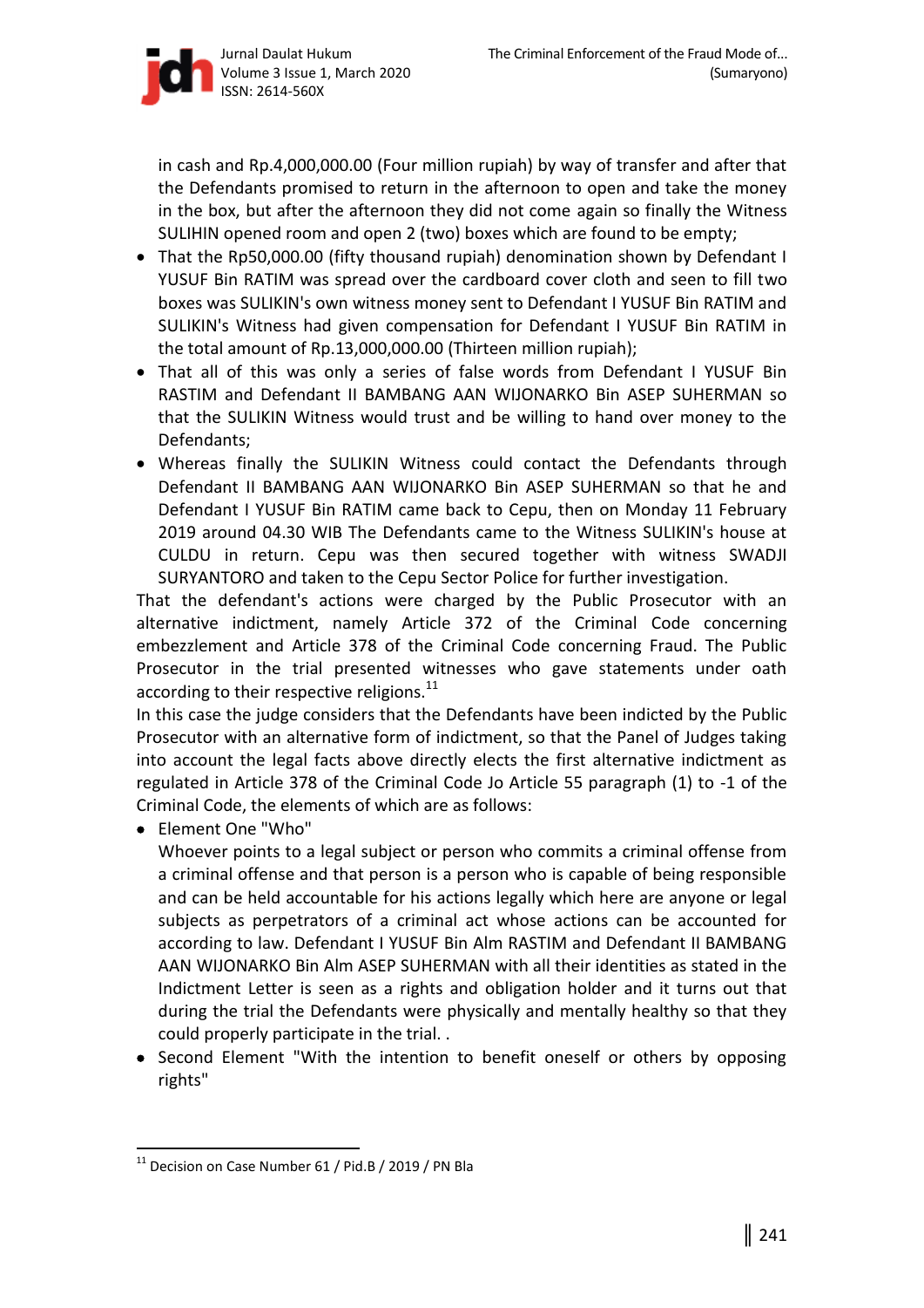in cash and Rp.4,000,000.00 (Four million rupiah) by way of transfer and after that the Defendants promised to return in the afternoon to open and take the money in the box, but after the afternoon they did not come again so finally the Witness SULIHIN opened room and open 2 (two) boxes which are found to be empty;

- That the Rp50,000.00 (fifty thousand rupiah) denomination shown by Defendant I YUSUF Bin RATIM was spread over the cardboard cover cloth and seen to fill two boxes was SULIKIN's own witness money sent to Defendant I YUSUF Bin RATIM and SULIKIN's Witness had given compensation for Defendant I YUSUF Bin RATIM in the total amount of Rp.13,000,000.00 (Thirteen million rupiah);
- That all of this was only a series of false words from Defendant I YUSUF Bin RASTIM and Defendant II BAMBANG AAN WIJONARKO Bin ASEP SUHERMAN so that the SULIKIN Witness would trust and be willing to hand over money to the Defendants;
- Whereas finally the SULIKIN Witness could contact the Defendants through Defendant II BAMBANG AAN WIJONARKO Bin ASEP SUHERMAN so that he and Defendant I YUSUF Bin RATIM came back to Cepu, then on Monday 11 February 2019 around 04.30 WIB The Defendants came to the Witness SULIKIN's house at CULDU in return. Cepu was then secured together with witness SWADJI SURYANTORO and taken to the Cepu Sector Police for further investigation.

That the defendant's actions were charged by the Public Prosecutor with an alternative indictment, namely Article 372 of the Criminal Code concerning embezzlement and Article 378 of the Criminal Code concerning Fraud. The Public Prosecutor in the trial presented witnesses who gave statements under oath according to their respective religions.[11]

In this case the judge considers that the Defendants have been indicted by the Public Prosecutor with an alternative form of indictment, so that the Panel of Judges taking into account the legal facts above directly elects the first alternative indictment as regulated in Article 378 of the Criminal Code Jo Article 55 paragraph (1) to -1 of the Criminal Code, the elements of which are as follows:

- Element One "Who"
  Whoever points to a legal subject or person who commits a criminal offense from a criminal offense and that person is a person who is capable of being responsible and can be held accountable for his actions legally which here are anyone or legal subjects as perpetrators of a criminal act whose actions can be accounted for according to law. Defendant I YUSUF Bin Alm RASTIM and Defendant II BAMBANG AAN WIJONARKO Bin Alm ASEP SUHERMAN with all their identities as stated in the Indictment Letter is seen as a rights and obligation holder and it turns out that during the trial the Defendants were physically and mentally healthy so that they could properly participate in the trial. .
- Second Element "With the intention to benefit oneself or others by opposing rights"

[11] Decision on Case Number 61 / Pid.B / 2019 / PN Bla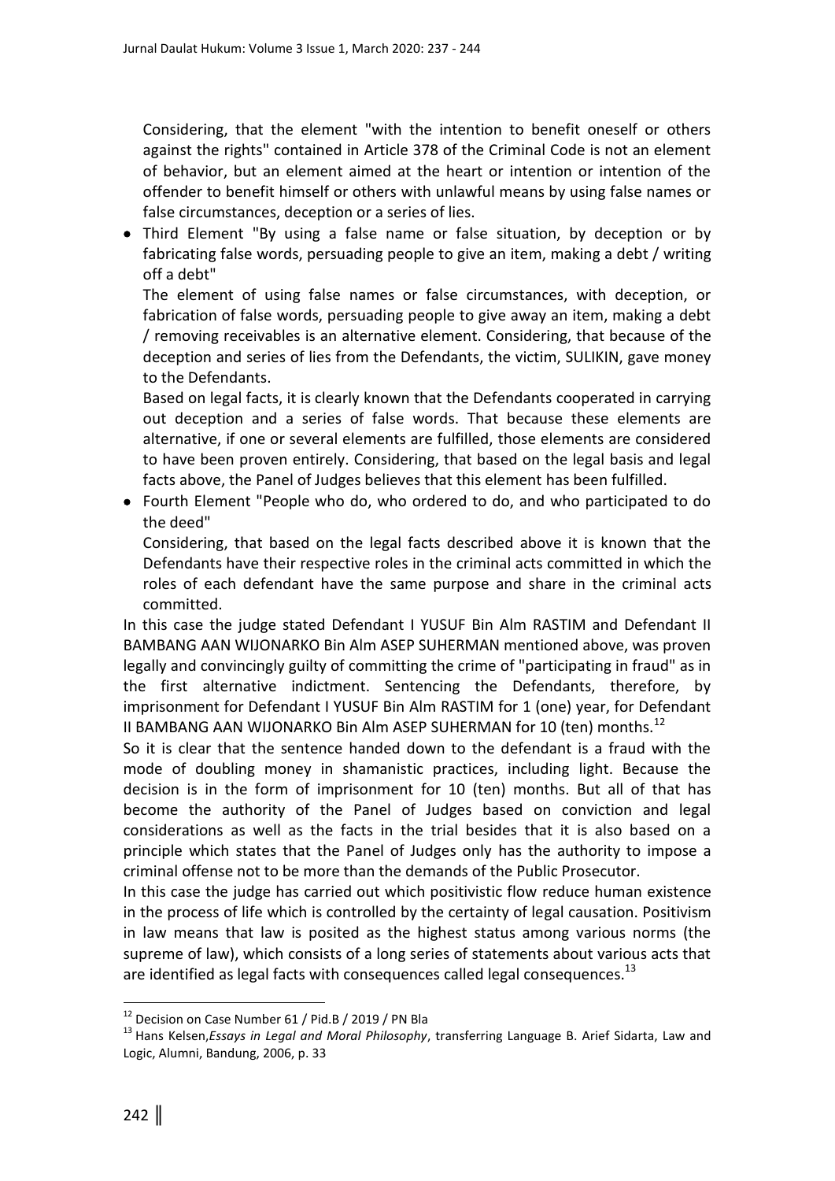Considering, that the element "with the intention to benefit oneself or others against the rights" contained in Article 378 of the Criminal Code is not an element of behavior, but an element aimed at the heart or intention or intention of the offender to benefit himself or others with unlawful means by using false names or false circumstances, deception or a series of lies.

- Third Element "By using a false name or false situation, by deception or by fabricating false words, persuading people to give an item, making a debt / writing off a debt"

  The element of using false names or false circumstances, with deception, or fabrication of false words, persuading people to give away an item, making a debt / removing receivables is an alternative element. Considering, that because of the deception and series of lies from the Defendants, the victim, SULIKIN, gave money to the Defendants.

  Based on legal facts, it is clearly known that the Defendants cooperated in carrying out deception and a series of false words. That because these elements are alternative, if one or several elements are fulfilled, those elements are considered to have been proven entirely. Considering, that based on the legal basis and legal facts above, the Panel of Judges believes that this element has been fulfilled.

- Fourth Element "People who do, who ordered to do, and who participated to do the deed"

  Considering, that based on the legal facts described above it is known that the Defendants have their respective roles in the criminal acts committed in which the roles of each defendant have the same purpose and share in the criminal acts committed.

In this case the judge stated Defendant I YUSUF Bin Alm RASTIM and Defendant II BAMBANG AAN WIJONARKO Bin Alm ASEP SUHERMAN mentioned above, was proven legally and convincingly guilty of committing the crime of "participating in fraud" as in the first alternative indictment. Sentencing the Defendants, therefore, by imprisonment for Defendant I YUSUF Bin Alm RASTIM for 1 (one) year, for Defendant II BAMBANG AAN WIJONARKO Bin Alm ASEP SUHERMAN for 10 (ten) months.[12]

So it is clear that the sentence handed down to the defendant is a fraud with the mode of doubling money in shamanistic practices, including light. Because the decision is in the form of imprisonment for 10 (ten) months. But all of that has become the authority of the Panel of Judges based on conviction and legal considerations as well as the facts in the trial besides that it is also based on a principle which states that the Panel of Judges only has the authority to impose a criminal offense not to be more than the demands of the Public Prosecutor.

In this case the judge has carried out which positivistic flow reduce human existence in the process of life which is controlled by the certainty of legal causation. Positivism in law means that law is posited as the highest status among various norms (the supreme of law), which consists of a long series of statements about various acts that are identified as legal facts with consequences called legal consequences.[13]

---

[12] Decision on Case Number 61 / Pid.B / 2019 / PN Bla

[13] Hans Kelsen,*Essays in Legal and Moral Philosophy*, transferring Language B. Arief Sidarta, Law and Logic, Alumni, Bandung, 2006, p. 33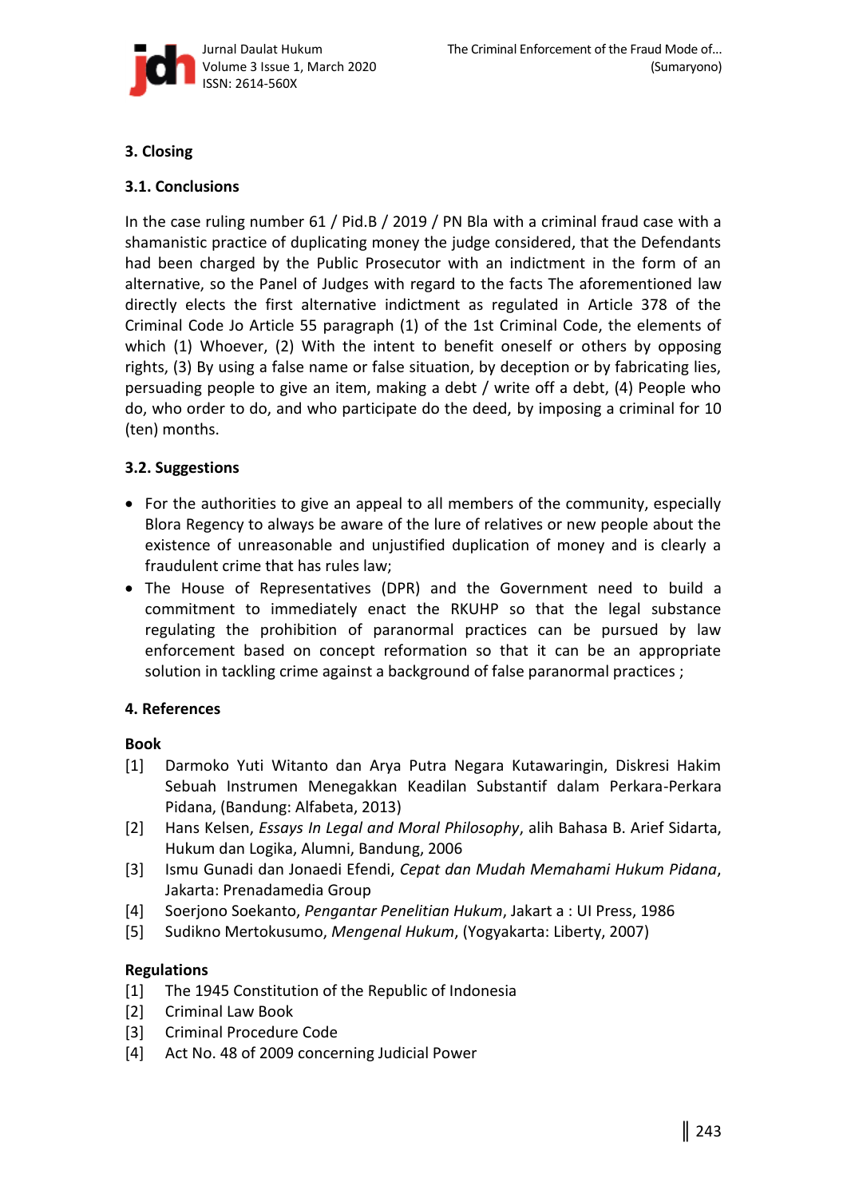## 3. Closing

### 3.1. Conclusions

In the case ruling number 61 / Pid.B / 2019 / PN Bla with a criminal fraud case with a shamanistic practice of duplicating money the judge considered, that the Defendants had been charged by the Public Prosecutor with an indictment in the form of an alternative, so the Panel of Judges with regard to the facts The aforementioned law directly elects the first alternative indictment as regulated in Article 378 of the Criminal Code Jo Article 55 paragraph (1) of the 1st Criminal Code, the elements of which (1) Whoever, (2) With the intent to benefit oneself or others by opposing rights, (3) By using a false name or false situation, by deception or by fabricating lies, persuading people to give an item, making a debt / write off a debt, (4) People who do, who order to do, and who participate do the deed, by imposing a criminal for 10 (ten) months.

### 3.2. Suggestions

- For the authorities to give an appeal to all members of the community, especially Blora Regency to always be aware of the lure of relatives or new people about the existence of unreasonable and unjustified duplication of money and is clearly a fraudulent crime that has rules law;
- The House of Representatives (DPR) and the Government need to build a commitment to immediately enact the RKUHP so that the legal substance regulating the prohibition of paranormal practices can be pursued by law enforcement based on concept reformation so that it can be an appropriate solution in tackling crime against a background of false paranormal practices ;

## 4. References

**Book**

[1] Darmoko Yuti Witanto dan Arya Putra Negara Kutawaringin, Diskresi Hakim Sebuah Instrumen Menegakkan Keadilan Substantif dalam Perkara-Perkara Pidana, (Bandung: Alfabeta, 2013)

[2] Hans Kelsen, *Essays In Legal and Moral Philosophy*, alih Bahasa B. Arief Sidarta, Hukum dan Logika, Alumni, Bandung, 2006

[3] Ismu Gunadi dan Jonaedi Efendi, *Cepat dan Mudah Memahami Hukum Pidana*, Jakarta: Prenadamedia Group

[4] Soerjono Soekanto, *Pengantar Penelitian Hukum*, Jakart a : UI Press, 1986

[5] Sudikno Mertokusumo, *Mengenal Hukum*, (Yogyakarta: Liberty, 2007)

**Regulations**

[1] The 1945 Constitution of the Republic of Indonesia

[2] Criminal Law Book

[3] Criminal Procedure Code

[4] Act No. 48 of 2009 concerning Judicial Power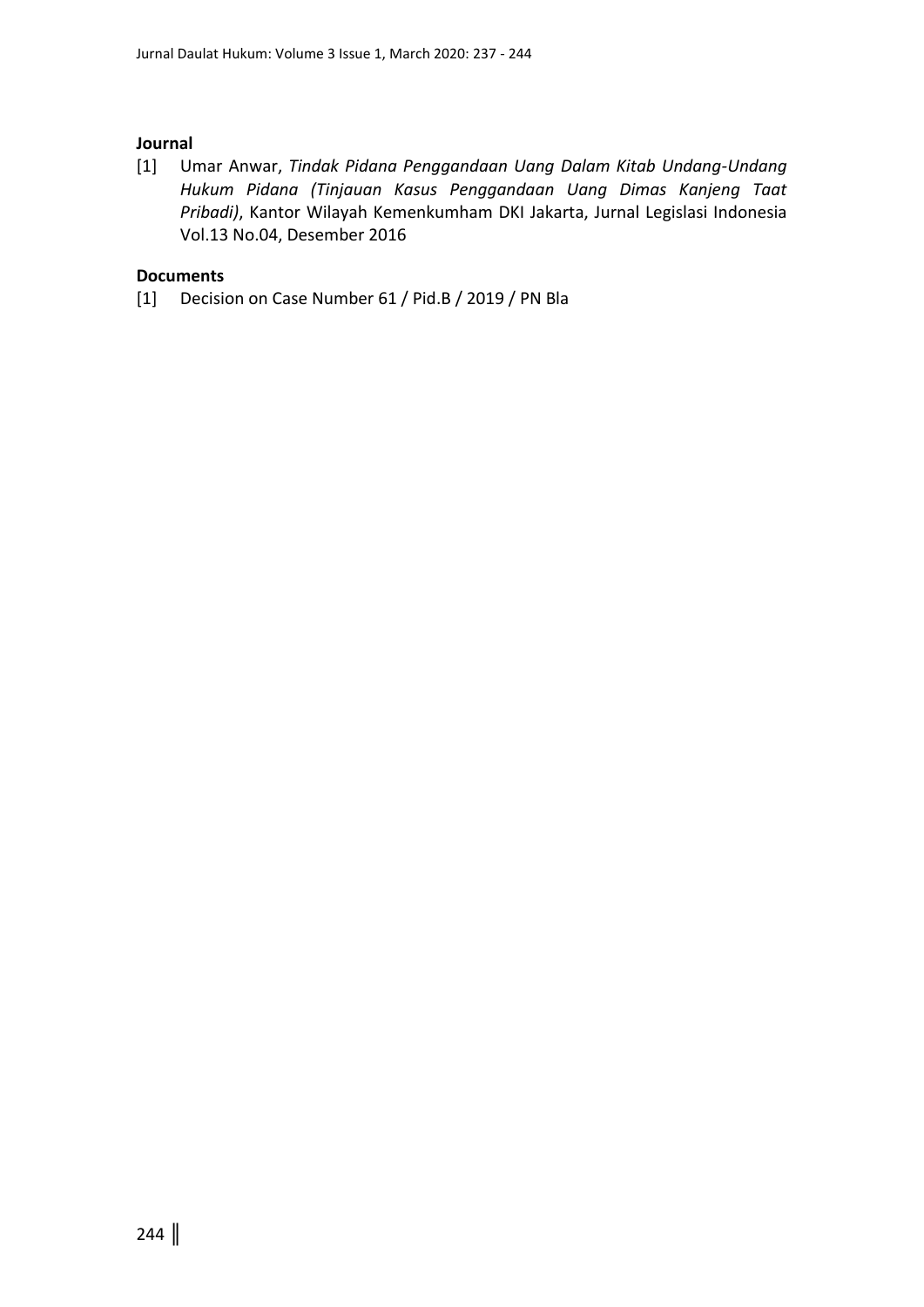**Journal**

[1] Umar Anwar, *Tindak Pidana Penggandaan Uang Dalam Kitab Undang-Undang Hukum Pidana (Tinjauan Kasus Penggandaan Uang Dimas Kanjeng Taat Pribadi)*, Kantor Wilayah Kemenkumham DKI Jakarta, Jurnal Legislasi Indonesia Vol.13 No.04, Desember 2016

**Documents**

[1] Decision on Case Number 61 / Pid.B / 2019 / PN Bla